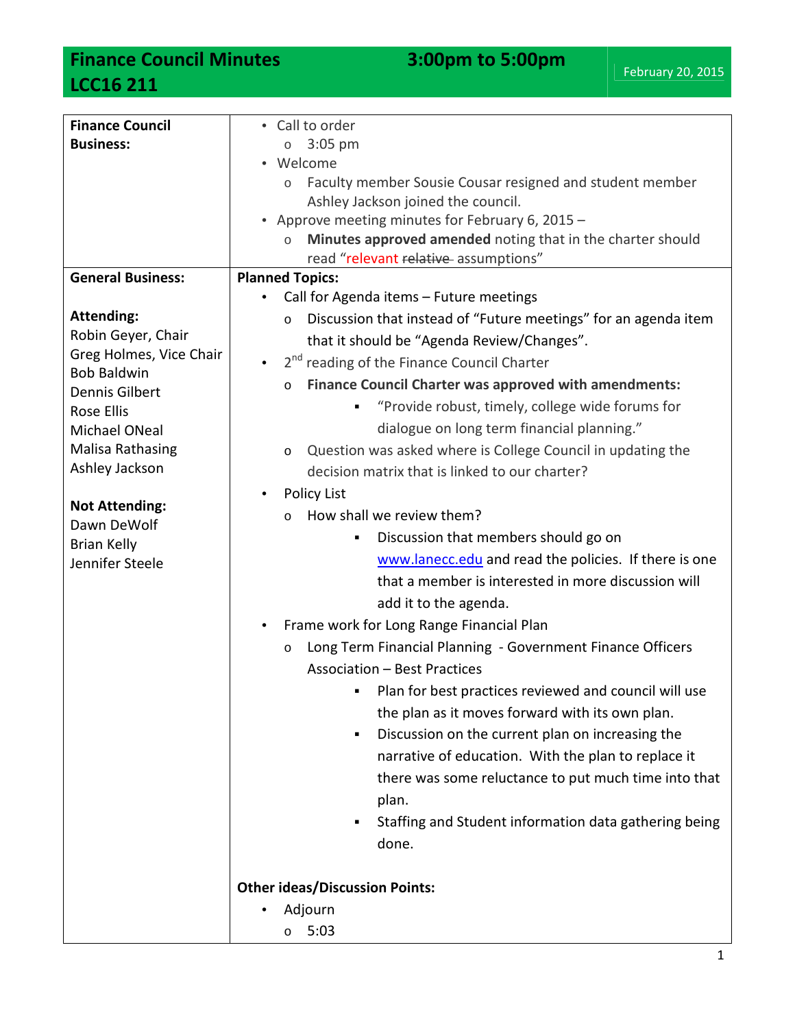# Finance Council Minutes — 3:00pm to 5:00pm — February 20, 2015

## LCC16 211

| | |
|---|---|
| **Finance Council Business:** | • Call to order<br>  o 3:05 pm<br>• Welcome<br>  o Faculty member Sousie Cousar resigned and student member Ashley Jackson joined the council.<br>• Approve meeting minutes for February 6, 2015 –<br>  o **Minutes approved amended** noting that in the charter should read "relevant ~~relative~~ assumptions" |
| **General Business:**<br><br>**Attending:**<br>Robin Geyer, Chair<br>Greg Holmes, Vice Chair<br>Bob Baldwin<br>Dennis Gilbert<br>Rose Ellis<br>Michael ONeal<br>Malisa Rathasing<br>Ashley Jackson<br><br>**Not Attending:**<br>Dawn DeWolf<br>Brian Kelly<br>Jennifer Steele | **Planned Topics:**<br>• Call for Agenda items – Future meetings<br>  o Discussion that instead of "Future meetings" for an agenda item that it should be "Agenda Review/Changes".<br>• 2nd reading of the Finance Council Charter<br>  o **Finance Council Charter was approved with amendments:**<br>    ▪ "Provide robust, timely, college wide forums for dialogue on long term financial planning."<br>  o Question was asked where is College Council in updating the decision matrix that is linked to our charter?<br>• Policy List<br>  o How shall we review them?<br>    ▪ Discussion that members should go on www.lanecc.edu and read the policies. If there is one that a member is interested in more discussion will add it to the agenda.<br>• Frame work for Long Range Financial Plan<br>  o Long Term Financial Planning - Government Finance Officers Association – Best Practices<br>    ▪ Plan for best practices reviewed and council will use the plan as it moves forward with its own plan.<br>    ▪ Discussion on the current plan on increasing the narrative of education. With the plan to replace it there was some reluctance to put much time into that plan.<br>    ▪ Staffing and Student information data gathering being done.<br><br>**Other ideas/Discussion Points:**<br>• Adjourn<br>  o 5:03 |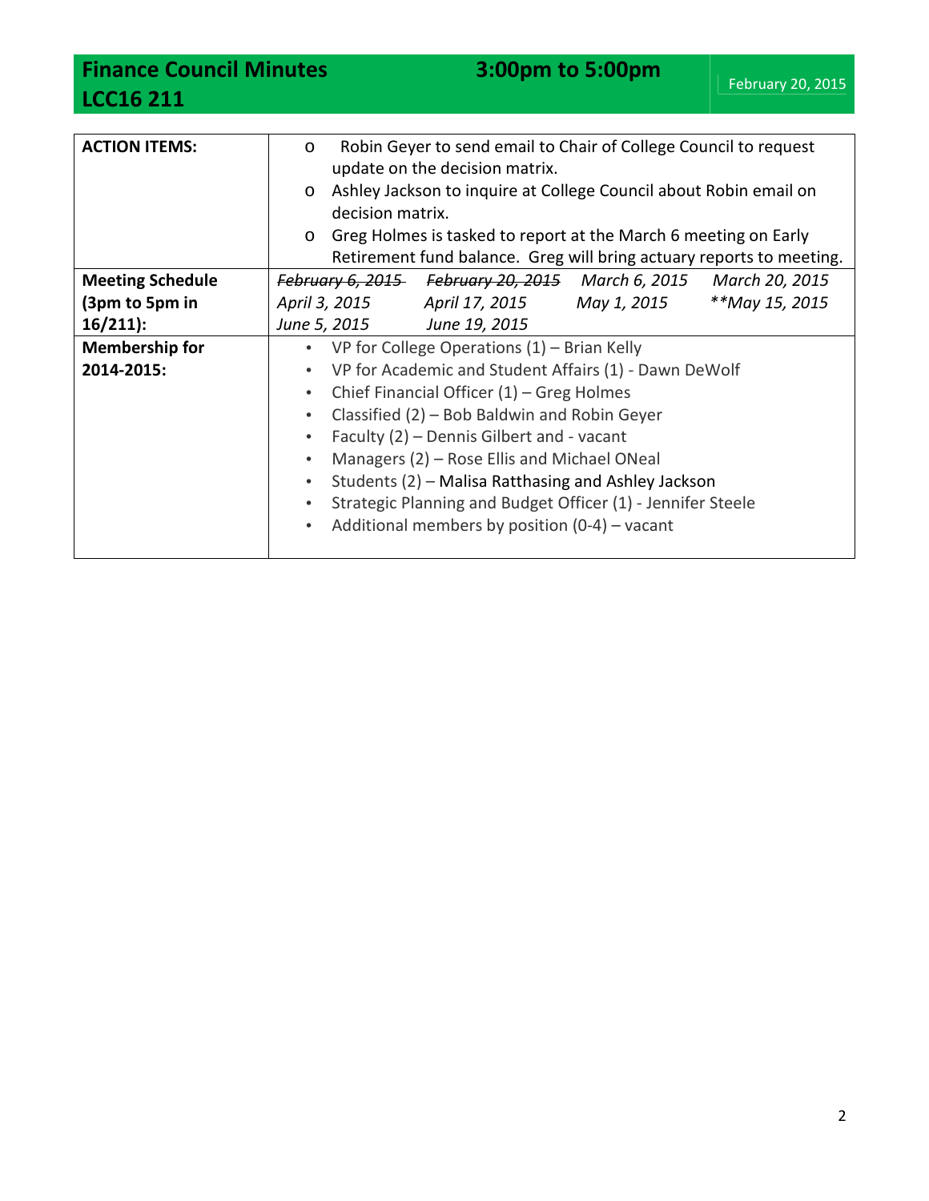**Finance Council Minutes** **3:00pm to 5:00pm** February 20, 2015
**LCC16 211**

| | |
|---|---|
| **ACTION ITEMS:** | o Robin Geyer to send email to Chair of College Council to request update on the decision matrix.<br>o Ashley Jackson to inquire at College Council about Robin email on decision matrix.<br>o Greg Holmes is tasked to report at the March 6 meeting on Early Retirement fund balance. Greg will bring actuary reports to meeting. |
| **Meeting Schedule (3pm to 5pm in 16/211):** | ~~*February 6, 2015*~~ ~~*February 20, 2015*~~ *March 6, 2015* *March 20, 2015*<br>*April 3, 2015* *April 17, 2015* *May 1, 2015* *\*\*May 15, 2015*<br>*June 5, 2015* *June 19, 2015* |
| **Membership for 2014-2015:** | • VP for College Operations (1) – Brian Kelly<br>• VP for Academic and Student Affairs (1) - Dawn DeWolf<br>• Chief Financial Officer (1) – Greg Holmes<br>• Classified (2) – Bob Baldwin and Robin Geyer<br>• Faculty (2) – Dennis Gilbert and - vacant<br>• Managers (2) – Rose Ellis and Michael ONeal<br>• Students (2) – Malisa Ratthasing and Ashley Jackson<br>• Strategic Planning and Budget Officer (1) - Jennifer Steele<br>• Additional members by position (0-4) – vacant |